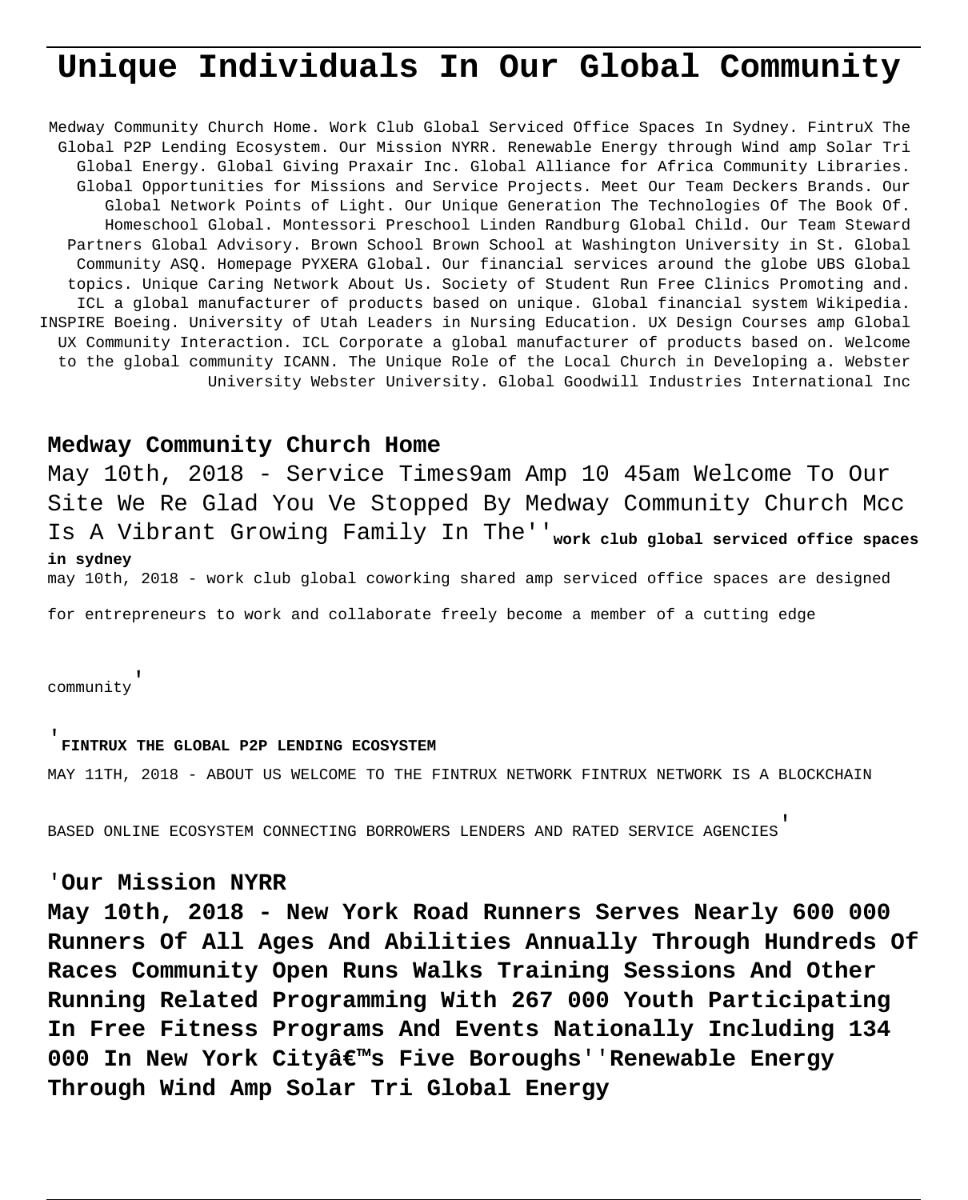# Unique Individuals In Our Global Community

Medway Community Church Home. Work Club Global Serviced Office Spaces In Sydney. FintruX The Global P2P Lending Ecosystem. Our Mission NYRR. Renewable Energy through Wind amp Solar Tri Global Energy. Global Giving Praxair Inc. Global Alliance for Africa Community Libraries. Global Opportunities for Missions and Service Projects. Meet Our Team Deckers Brands. Our Global Network Points of Light. Our Unique Generation The Technologies Of The Book Of. Homeschool Global. Montessori Preschool Linden Randburg Global Child. Our Team Steward Partners Global Advisory. Brown School Brown School at Washington University in St. Global Community ASQ. Homepage PYXERA Global. Our financial services around the globe UBS Global topics. Unique Caring Network About Us. Society of Student Run Free Clinics Promoting and. ICL a global manufacturer of products based on unique. Global financial system Wikipedia. INSPIRE Boeing. University of Utah Leaders in Nursing Education. UX Design Courses amp Global UX Community Interaction. ICL Corporate a global manufacturer of products based on. Welcome to the global community ICANN. The Unique Role of the Local Church in Developing a. Webster University Webster University. Global Goodwill Industries International Inc

## Medway Community Church Home

May 10th, 2018 - Service Times9am Amp 10 45am Welcome To Our Site We Re Glad You Ve Stopped By Medway Community Church Mcc Is A Vibrant Growing Family In The''**work club global serviced office spaces in sydney**

may 10th, 2018 - work club global coworking shared amp serviced office spaces are designed for entrepreneurs to work and collaborate freely become a member of a cutting edge community'

'**FINTRUX THE GLOBAL P2P LENDING ECOSYSTEM**

MAY 11TH, 2018 - ABOUT US WELCOME TO THE FINTRUX NETWORK FINTRUX NETWORK IS A BLOCKCHAIN BASED ONLINE ECOSYSTEM CONNECTING BORROWERS LENDERS AND RATED SERVICE AGENCIES'

## 'Our Mission NYRR

**May 10th, 2018 - New York Road Runners Serves Nearly 600 000 Runners Of All Ages And Abilities Annually Through Hundreds Of Races Community Open Runs Walks Training Sessions And Other Running Related Programming With 267 000 Youth Participating In Free Fitness Programs And Events Nationally Including 134 000 In New York Cityâ€™s Five Boroughs''Renewable Energy Through Wind Amp Solar Tri Global Energy**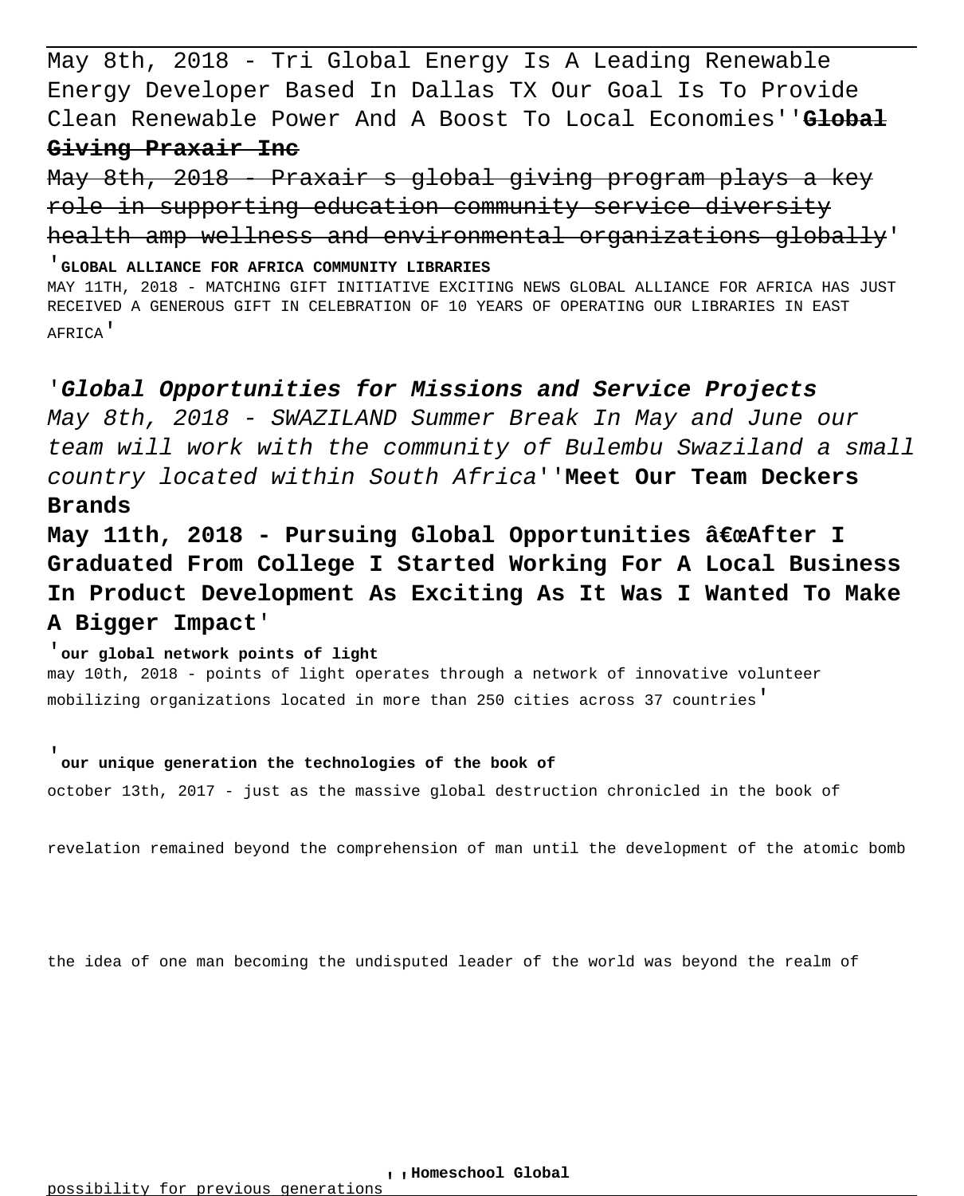May 8th, 2018 - Tri Global Energy Is A Leading Renewable Energy Developer Based In Dallas TX Our Goal Is To Provide Clean Renewable Power And A Boost To Local Economies''**~~Global Giving Praxair Inc~~**

~~May 8th, 2018 - Praxair s global giving program plays a key role in supporting education community service diversity health amp wellness and environmental organizations globally~~'

'**GLOBAL ALLIANCE FOR AFRICA COMMUNITY LIBRARIES**

MAY 11TH, 2018 - MATCHING GIFT INITIATIVE EXCITING NEWS GLOBAL ALLIANCE FOR AFRICA HAS JUST RECEIVED A GENEROUS GIFT IN CELEBRATION OF 10 YEARS OF OPERATING OUR LIBRARIES IN EAST AFRICA'

'***Global Opportunities for Missions and Service Projects***

*May 8th, 2018 - SWAZILAND Summer Break In May and June our team will work with the community of Bulembu Swaziland a small country located within South Africa*''**Meet Our Team Deckers Brands**

**May 11th, 2018 - Pursuing Global Opportunities â€œAfter I Graduated From College I Started Working For A Local Business In Product Development As Exciting As It Was I Wanted To Make A Bigger Impact'**

'**our global network points of light**

may 10th, 2018 - points of light operates through a network of innovative volunteer mobilizing organizations located in more than 250 cities across 37 countries'

'**our unique generation the technologies of the book of**

october 13th, 2017 - just as the massive global destruction chronicled in the book of revelation remained beyond the comprehension of man until the development of the atomic bomb the idea of one man becoming the undisputed leader of the world was beyond the realm of possibility for previous generations''**Homeschool Global**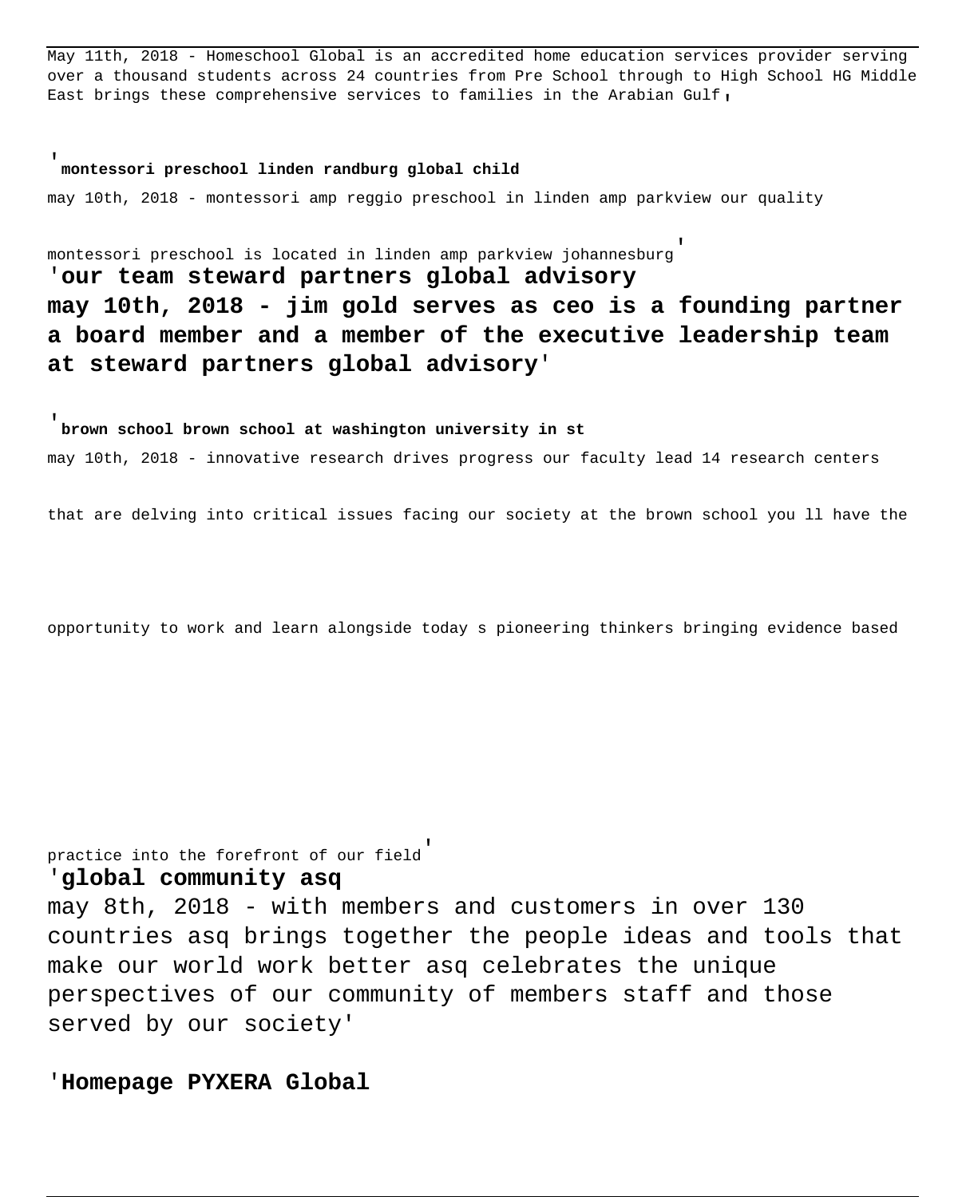May 11th, 2018 - Homeschool Global is an accredited home education services provider serving over a thousand students across 24 countries from Pre School through to High School HG Middle East brings these comprehensive services to families in the Arabian Gulf'

'**montessori preschool linden randburg global child**

may 10th, 2018 - montessori amp reggio preschool in linden amp parkview our quality montessori preschool is located in linden amp parkview johannesburg'

'**our team steward partners global advisory**

**may 10th, 2018 - jim gold serves as ceo is a founding partner a board member and a member of the executive leadership team at steward partners global advisory**'

'**brown school brown school at washington university in st**

may 10th, 2018 - innovative research drives progress our faculty lead 14 research centers that are delving into critical issues facing our society at the brown school you ll have the opportunity to work and learn alongside today s pioneering thinkers bringing evidence based practice into the forefront of our field'

'**global community asq**

may 8th, 2018 - with members and customers in over 130 countries asq brings together the people ideas and tools that make our world work better asq celebrates the unique perspectives of our community of members staff and those served by our society'

'**Homepage PYXERA Global**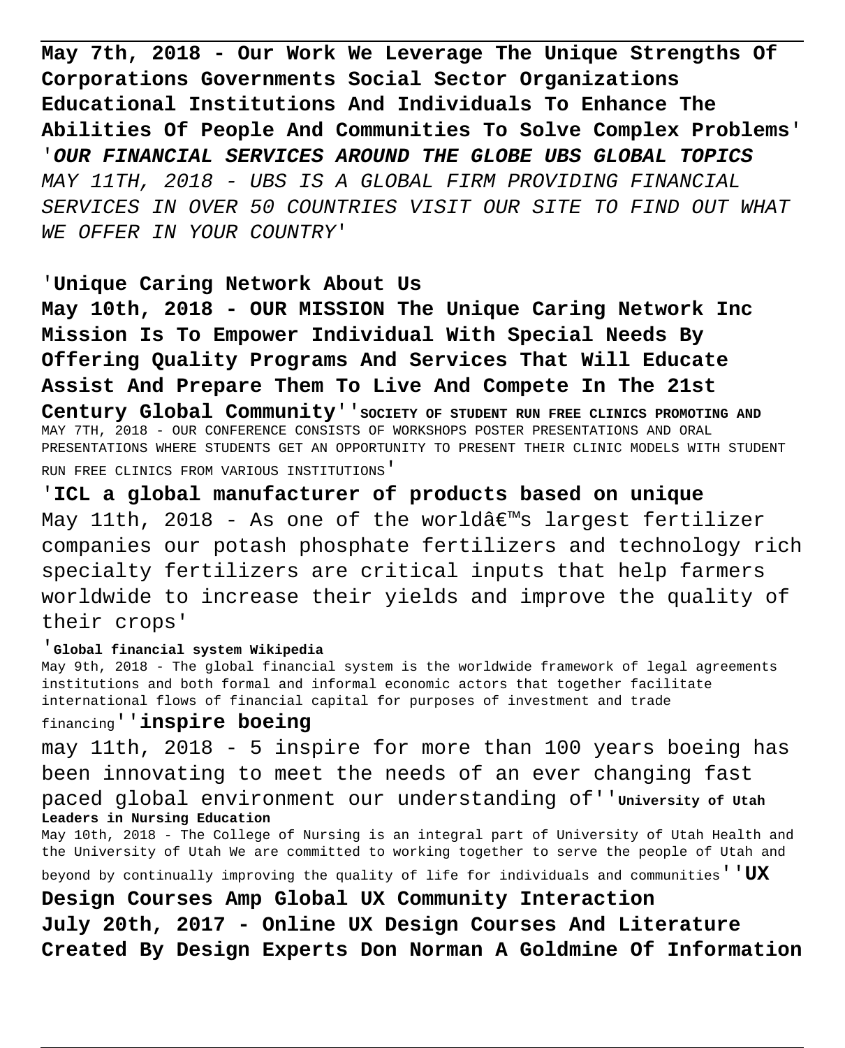**May 7th, 2018 - Our Work We Leverage The Unique Strengths Of Corporations Governments Social Sector Organizations Educational Institutions And Individuals To Enhance The Abilities Of People And Communities To Solve Complex Problems'** '***OUR FINANCIAL SERVICES AROUND THE GLOBE UBS GLOBAL TOPICS*** *MAY 11TH, 2018 - UBS IS A GLOBAL FIRM PROVIDING FINANCIAL SERVICES IN OVER 50 COUNTRIES VISIT OUR SITE TO FIND OUT WHAT WE OFFER IN YOUR COUNTRY'*

'**Unique Caring Network About Us**
**May 10th, 2018 - OUR MISSION The Unique Caring Network Inc Mission Is To Empower Individual With Special Needs By Offering Quality Programs And Services That Will Educate Assist And Prepare Them To Live And Compete In The 21st Century Global Community**''**SOCIETY OF STUDENT RUN FREE CLINICS PROMOTING AND** MAY 7TH, 2018 - OUR CONFERENCE CONSISTS OF WORKSHOPS POSTER PRESENTATIONS AND ORAL PRESENTATIONS WHERE STUDENTS GET AN OPPORTUNITY TO PRESENT THEIR CLINIC MODELS WITH STUDENT RUN FREE CLINICS FROM VARIOUS INSTITUTIONS'

'**ICL a global manufacturer of products based on unique**
May 11th, 2018 - As one of the worldâ€™s largest fertilizer companies our potash phosphate fertilizers and technology rich specialty fertilizers are critical inputs that help farmers worldwide to increase their yields and improve the quality of their crops'

'**Global financial system Wikipedia**
May 9th, 2018 - The global financial system is the worldwide framework of legal agreements institutions and both formal and informal economic actors that together facilitate international flows of financial capital for purposes of investment and trade financing''**inspire boeing**
may 11th, 2018 - 5 inspire for more than 100 years boeing has been innovating to meet the needs of an ever changing fast paced global environment our understanding of''**University of Utah Leaders in Nursing Education**
May 10th, 2018 - The College of Nursing is an integral part of University of Utah Health and the University of Utah We are committed to working together to serve the people of Utah and beyond by continually improving the quality of life for individuals and communities''**UX Design Courses Amp Global UX Community Interaction**
**July 20th, 2017 - Online UX Design Courses And Literature Created By Design Experts Don Norman A Goldmine Of Information**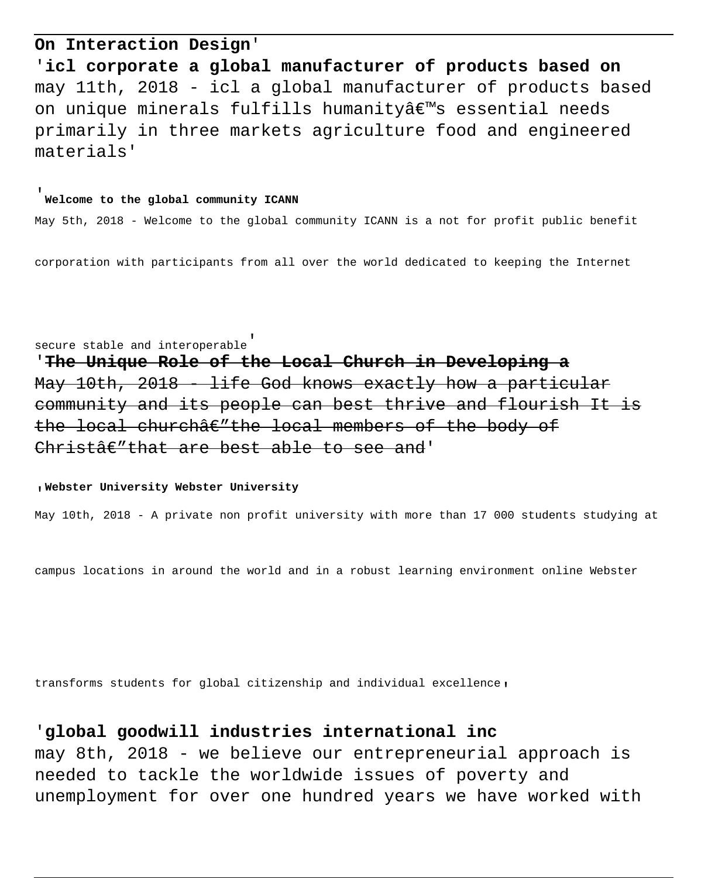**On Interaction Design**'

'**icl corporate a global manufacturer of products based on**
may 11th, 2018 - icl a global manufacturer of products based on unique minerals fulfills humanityâ€™s essential needs primarily in three markets agriculture food and engineered materials'

'**Welcome to the global community ICANN**

May 5th, 2018 - Welcome to the global community ICANN is a not for profit public benefit corporation with participants from all over the world dedicated to keeping the Internet secure stable and interoperable'

'~~**The Unique Role of the Local Church in Developing a**~~
~~May 10th, 2018 - life God knows exactly how a particular community and its people can best thrive and flourish It is the local churchâ€"the local members of the body of Christâ€"that are best able to see and~~'

,**Webster University Webster University**

May 10th, 2018 - A private non profit university with more than 17 000 students studying at campus locations in around the world and in a robust learning environment online Webster transforms students for global citizenship and individual excellence,

'**global goodwill industries international inc**
may 8th, 2018 - we believe our entrepreneurial approach is needed to tackle the worldwide issues of poverty and unemployment for over one hundred years we have worked with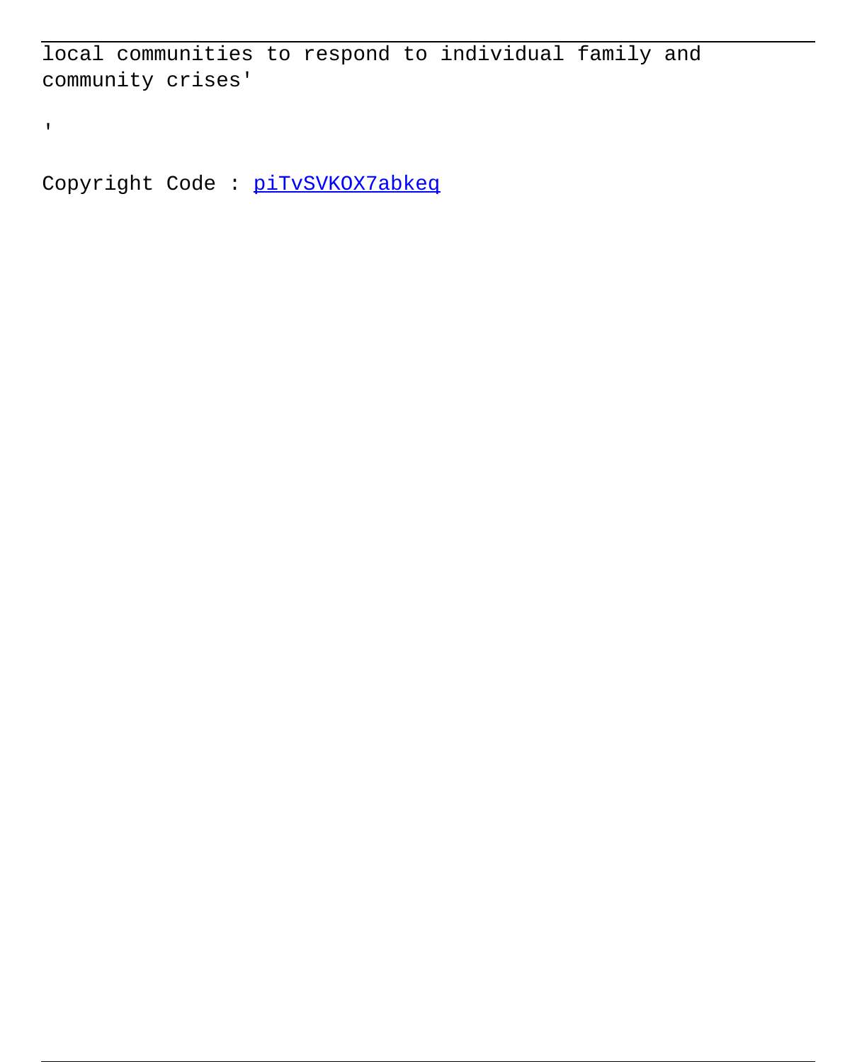local communities to respond to individual family and community crises'

'

Copyright Code : piTvSVKOX7abkeq